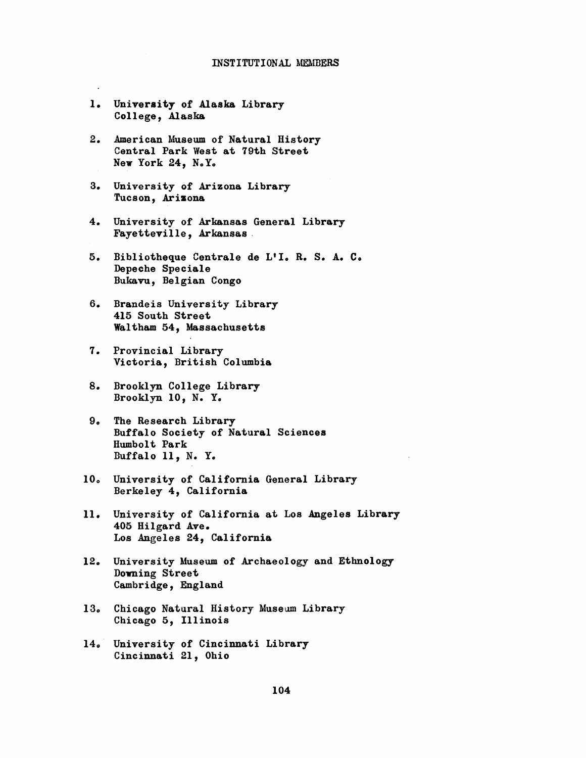# INSTITUTIONAL MEMBERS

1. University of Alaska Library
   College, Alaska

2. American Museum of Natural History
   Central Park West at 79th Street
   New York 24, N.Y.

3. University of Arizona Library
   Tucson, Arizona

4. University of Arkansas General Library
   Fayetteville, Arkansas

5. Bibliotheque Centrale de L'I. R. S. A. C.
   Depeche Speciale
   Bukavu, Belgian Congo

6. Brandeis University Library
   415 South Street
   Waltham 54, Massachusetts

7. Provincial Library
   Victoria, British Columbia

8. Brooklyn College Library
   Brooklyn 10, N. Y.

9. The Research Library
   Buffalo Society of Natural Sciences
   Humbolt Park
   Buffalo 11, N. Y.

10. University of California General Library
    Berkeley 4, California

11. University of California at Los Angeles Library
    405 Hilgard Ave.
    Los Angeles 24, California

12. University Museum of Archaeology and Ethnology
    Downing Street
    Cambridge, England

13. Chicago Natural History Museum Library
    Chicago 5, Illinois

14. University of Cincinnati Library
    Cincinnati 21, Ohio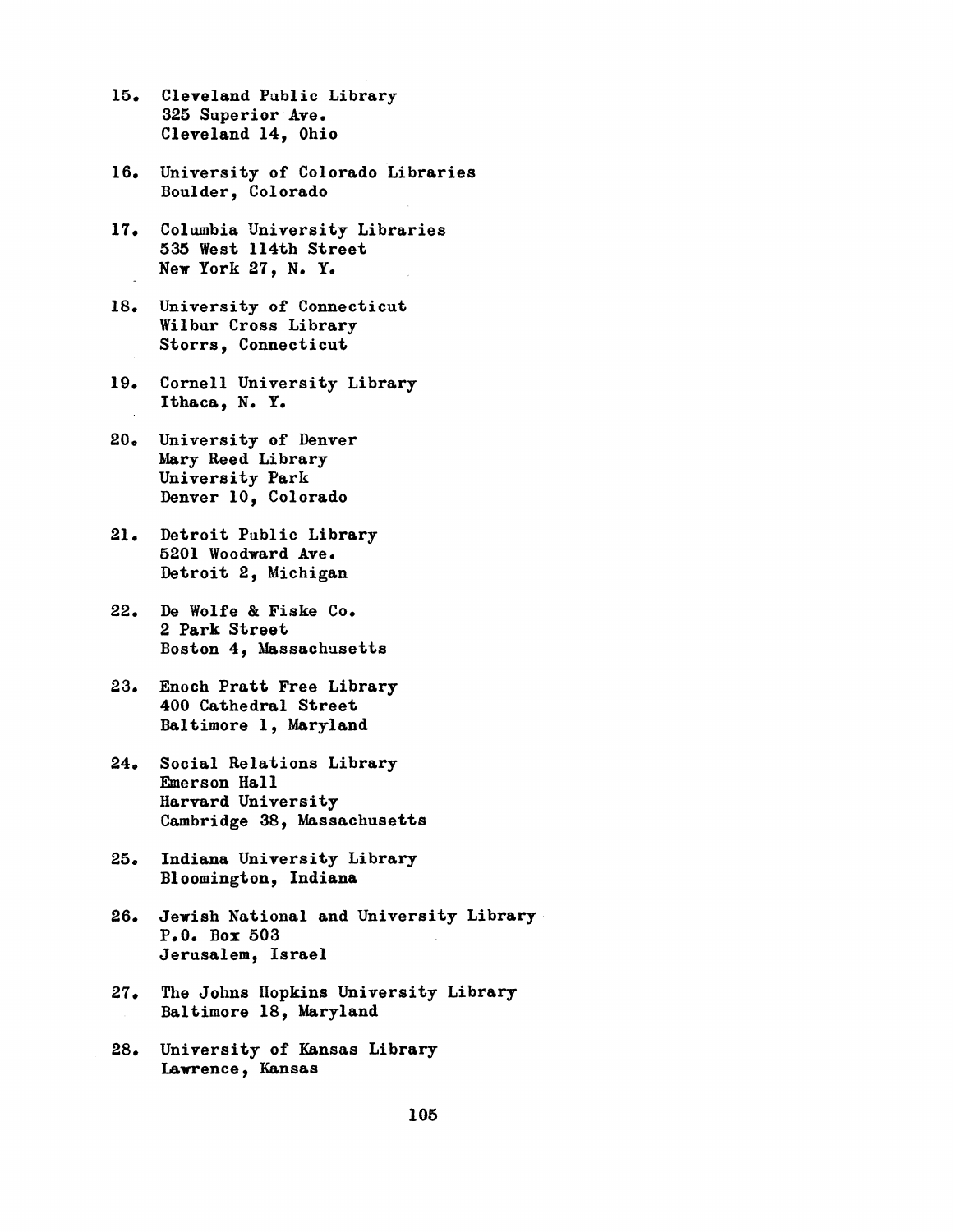15. Cleveland Public Library
    325 Superior Ave.
    Cleveland 14, Ohio

16. University of Colorado Libraries
    Boulder, Colorado

17. Columbia University Libraries
    535 West 114th Street
    New York 27, N. Y.

18. University of Connecticut
    Wilbur Cross Library
    Storrs, Connecticut

19. Cornell University Library
    Ithaca, N. Y.

20. University of Denver
    Mary Reed Library
    University Park
    Denver 10, Colorado

21. Detroit Public Library
    5201 Woodward Ave.
    Detroit 2, Michigan

22. De Wolfe & Fiske Co.
    2 Park Street
    Boston 4, Massachusetts

23. Enoch Pratt Free Library
    400 Cathedral Street
    Baltimore 1, Maryland

24. Social Relations Library
    Emerson Hall
    Harvard University
    Cambridge 38, Massachusetts

25. Indiana University Library
    Bloomington, Indiana

26. Jewish National and University Library
    P.O. Box 503
    Jerusalem, Israel

27. The Johns Hopkins University Library
    Baltimore 18, Maryland

28. University of Kansas Library
    Lawrence, Kansas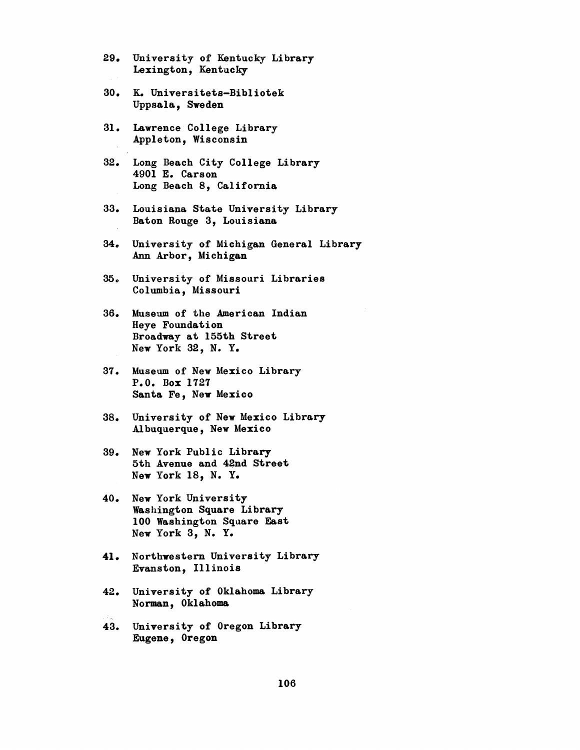29. University of Kentucky Library
    Lexington, Kentucky

30. K. Universitets-Bibliotek
    Uppsala, Sweden

31. Lawrence College Library
    Appleton, Wisconsin

32. Long Beach City College Library
    4901 E. Carson
    Long Beach 8, California

33. Louisiana State University Library
    Baton Rouge 3, Louisiana

34. University of Michigan General Library
    Ann Arbor, Michigan

35. University of Missouri Libraries
    Columbia, Missouri

36. Museum of the American Indian
    Heye Foundation
    Broadway at 155th Street
    New York 32, N. Y.

37. Museum of New Mexico Library
    P.O. Box 1727
    Santa Fe, New Mexico

38. University of New Mexico Library
    Albuquerque, New Mexico

39. New York Public Library
    5th Avenue and 42nd Street
    New York 18, N. Y.

40. New York University
    Washington Square Library
    100 Washington Square East
    New York 3, N. Y.

41. Northwestern University Library
    Evanston, Illinois

42. University of Oklahoma Library
    Norman, Oklahoma

43. University of Oregon Library
    Eugene, Oregon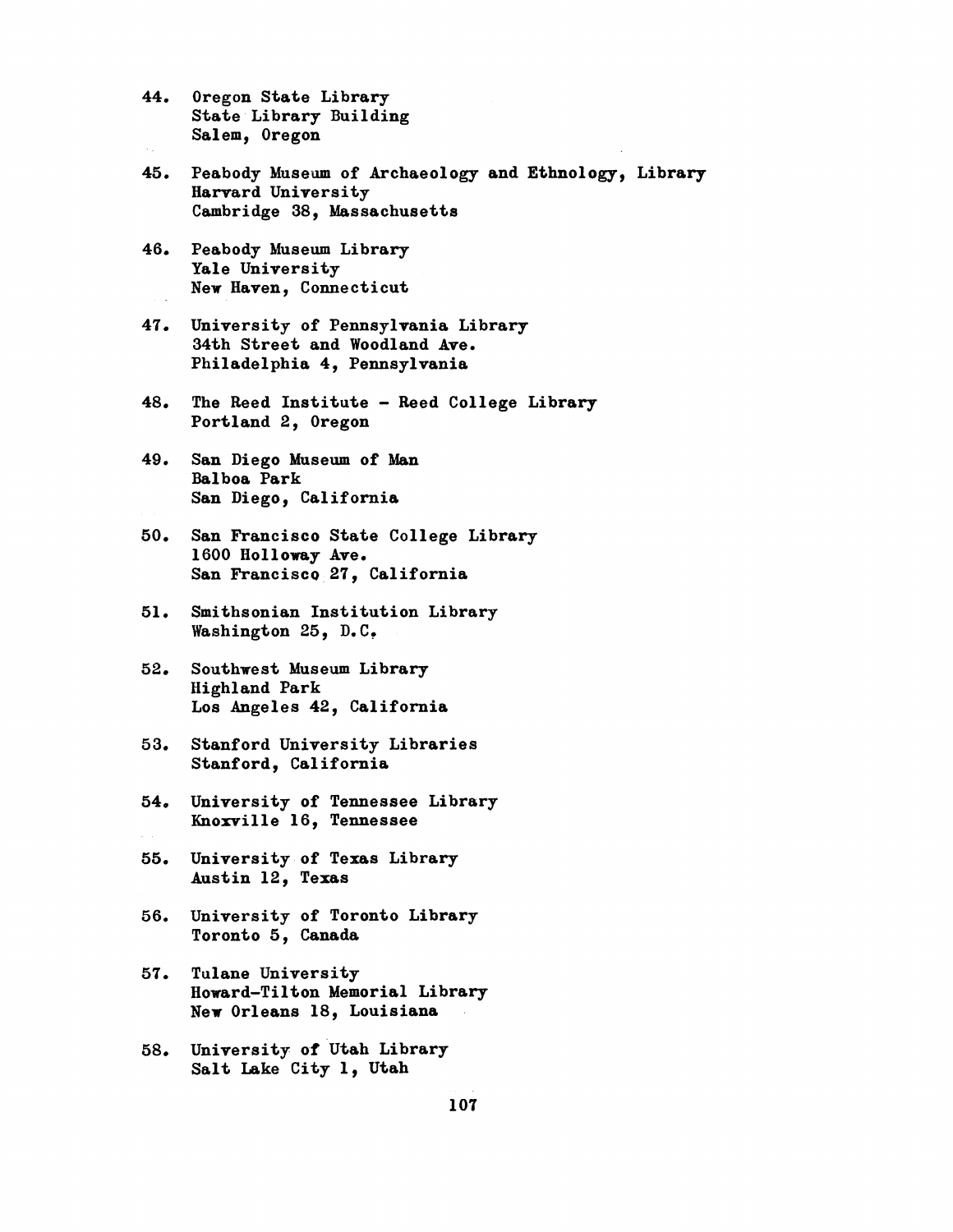44. Oregon State Library
    State Library Building
    Salem, Oregon

45. Peabody Museum of Archaeology and Ethnology, Library
    Harvard University
    Cambridge 38, Massachusetts

46. Peabody Museum Library
    Yale University
    New Haven, Connecticut

47. University of Pennsylvania Library
    34th Street and Woodland Ave.
    Philadelphia 4, Pennsylvania

48. The Reed Institute - Reed College Library
    Portland 2, Oregon

49. San Diego Museum of Man
    Balboa Park
    San Diego, California

50. San Francisco State College Library
    1600 Holloway Ave.
    San Francisco 27, California

51. Smithsonian Institution Library
    Washington 25, D.C.

52. Southwest Museum Library
    Highland Park
    Los Angeles 42, California

53. Stanford University Libraries
    Stanford, California

54. University of Tennessee Library
    Knoxville 16, Tennessee

55. University of Texas Library
    Austin 12, Texas

56. University of Toronto Library
    Toronto 5, Canada

57. Tulane University
    Howard-Tilton Memorial Library
    New Orleans 18, Louisiana

58. University of Utah Library
    Salt Lake City 1, Utah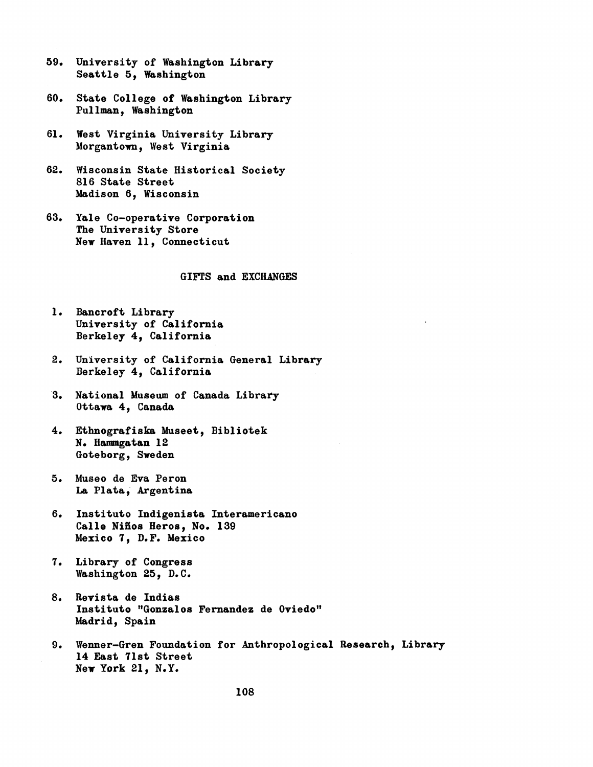59. University of Washington Library
    Seattle 5, Washington

60. State College of Washington Library
    Pullman, Washington

61. West Virginia University Library
    Morgantown, West Virginia

62. Wisconsin State Historical Society
    816 State Street
    Madison 6, Wisconsin

63. Yale Co-operative Corporation
    The University Store
    New Haven 11, Connecticut

## GIFTS and EXCHANGES

1. Bancroft Library
   University of California
   Berkeley 4, California

2. University of California General Library
   Berkeley 4, California

3. National Museum of Canada Library
   Ottawa 4, Canada

4. Ethnografiska Museet, Bibliotek
   N. Hammgatan 12
   Goteborg, Sweden

5. Museo de Eva Peron
   La Plata, Argentina

6. Instituto Indigenista Interamericano
   Calle Niños Heros, No. 139
   Mexico 7, D.F. Mexico

7. Library of Congress
   Washington 25, D.C.

8. Revista de Indias
   Instituto "Gonzalos Fernandez de Oviedo"
   Madrid, Spain

9. Wenner-Gren Foundation for Anthropological Research, Library
   14 East 71st Street
   New York 21, N.Y.